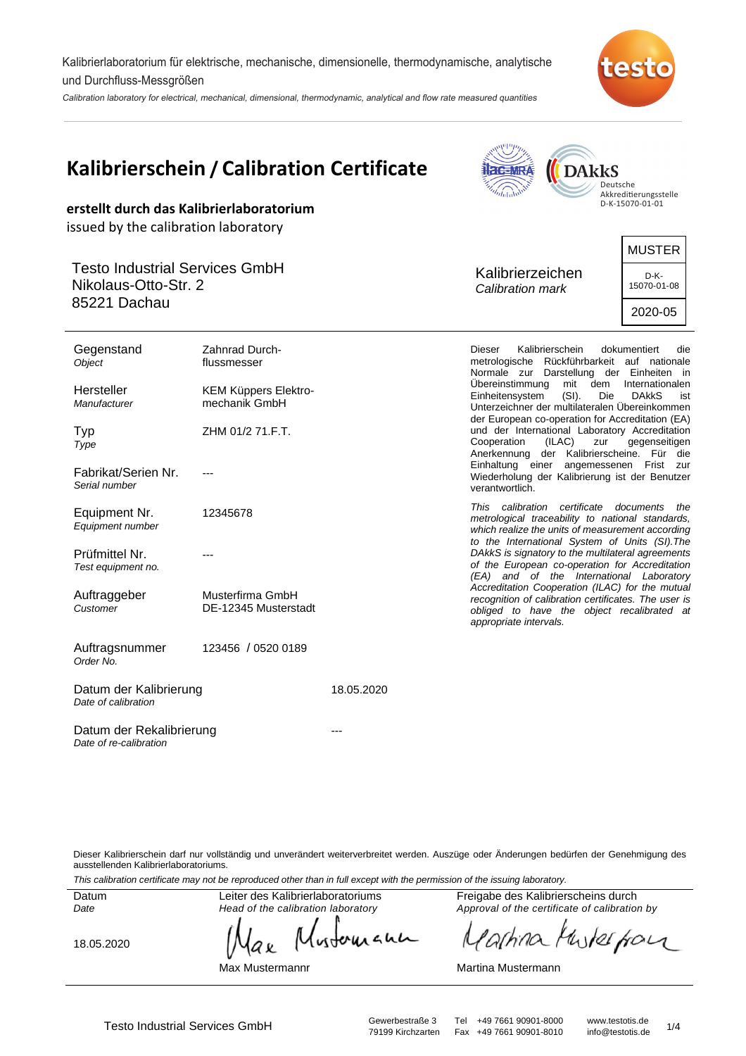Kalibrierlaboratorium für elektrische, mechanische, dimensionelle, thermodynamische, analytische und Durchfluss-Messgrößen

*Calibration laboratory for electrical, mechanical, dimensional, thermodynamic, analytical and flow rate measured quantities*

# Kalibrierschein / Calibration Certificate

**erstellt durch das Kalibrierlaboratorium**

issued by the calibration laboratory

Deutsche Akkreditierungsstelle D-K-15070-01-01

Testo Industrial Services GmbH
Nikolaus-Otto-Str. 2
85221 Dachau

Kalibrierzeichen
*Calibration mark*

| MUSTER |
|---|
| D-K-15070-01-08 |
| 2020-05 |

| | |
|---|---|
| Gegenstand *Object* | Zahnrad Durch-flussmesser |
| Hersteller *Manufacturer* | KEM Küppers Elektro-mechanik GmbH |
| Typ *Type* | ZHM 01/2 71.F.T. |
| Fabrikat/Serien Nr. *Serial number* | --- |
| Equipment Nr. *Equipment number* | 12345678 |
| Prüfmittel Nr. *Test equipment no.* | --- |
| Auftraggeber *Customer* | Musterfirma GmbH DE-12345 Musterstadt |
| Auftragsnummer *Order No.* | 123456 / 0520 0189 |
| Datum der Kalibrierung *Date of calibration* | 18.05.2020 |
| Datum der Rekalibrierung *Date of re-calibration* | --- |

Dieser Kalibrierschein dokumentiert die metrologische Rückführbarkeit auf nationale Normale zur Darstellung der Einheiten in Übereinstimmung mit dem Internationalen Einheitensystem (SI). Die DAkkS ist Unterzeichner der multilateralen Übereinkommen der European co-operation for Accreditation (EA) und der International Laboratory Accreditation Cooperation (ILAC) zur gegenseitigen Anerkennung der Kalibrierscheine. Für die Einhaltung einer angemessenen Frist zur Wiederholung der Kalibrierung ist der Benutzer verantwortlich.

*This calibration certificate documents the metrological traceability to national standards, which realize the units of measurement according to the International System of Units (SI).The DAkkS is signatory to the multilateral agreements of the European co-operation for Accreditation (EA) and of the International Laboratory Accreditation Cooperation (ILAC) for the mutual recognition of calibration certificates. The user is obliged to have the object recalibrated at appropriate intervals.*

Dieser Kalibrierschein darf nur vollständig und unverändert weiterverbreitet werden. Auszüge oder Änderungen bedürfen der Genehmigung des ausstellenden Kalibrierlaboratoriums.

*This calibration certificate may not be reproduced other than in full except with the permission of the issuing laboratory.*

| Datum *Date* | Leiter des Kalibrierlaboratoriums *Head of the calibration laboratory* | Freigabe des Kalibrierscheins durch *Approval of the certificate of calibration by* |
|---|---|---|
| 18.05.2020 | Max Mustermannr | Martina Mustermann |

Testo Industrial Services GmbH | Gewerbestraße 3, 79199 Kirchzarten | Tel +49 7661 90901-8000, Fax +49 7661 90901-8010 | www.testotis.de, info@testotis.de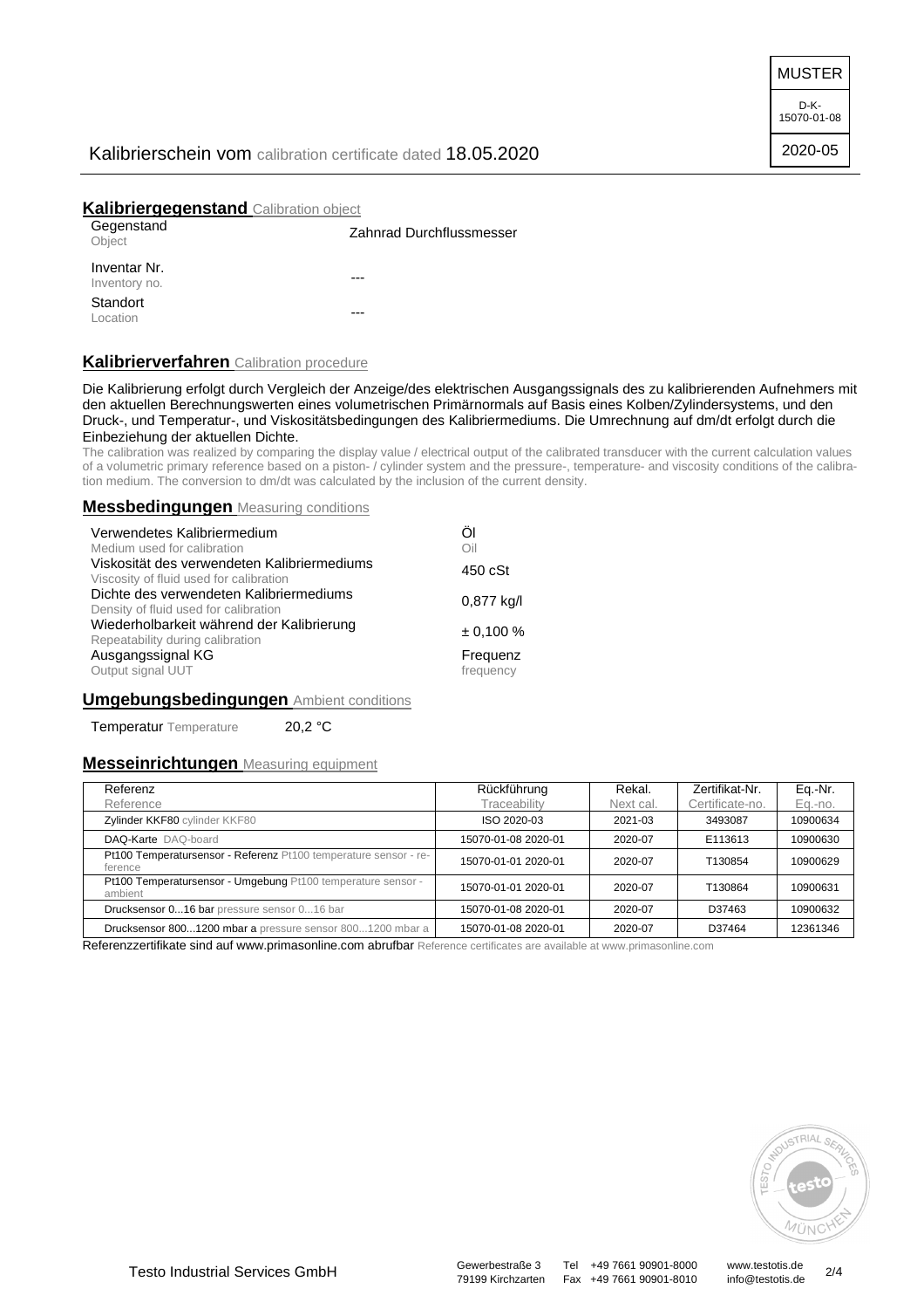MUSTER

D-K-15070-01-08

2020-05

# Kalibrierschein vom calibration certificate dated 18.05.2020

## Kalibriergegenstand Calibration object

| | |
|---|---|
| Gegenstand Object | Zahnrad Durchflussmesser |
| Inventar Nr. Inventory no. | --- |
| Standort Location | --- |

## Kalibrierverfahren Calibration procedure

Die Kalibrierung erfolgt durch Vergleich der Anzeige/des elektrischen Ausgangssignals des zu kalibrierenden Aufnehmers mit den aktuellen Berechnungswerten eines volumetrischen Primärnormals auf Basis eines Kolben/Zylindersystems, und den Druck-, und Temperatur-, und Viskositätsbedingungen des Kalibriermediums. Die Umrechnung auf dm/dt erfolgt durch die Einbeziehung der aktuellen Dichte.

The calibration was realized by comparing the display value / electrical output of the calibrated transducer with the current calculation values of a volumetric primary reference based on a piston- / cylinder system and the pressure-, temperature- and viscosity conditions of the calibration medium. The conversion to dm/dt was calculated by the inclusion of the current density.

## Messbedingungen Measuring conditions

| | |
|---|---|
| Verwendetes Kalibriermedium Medium used for calibration | Öl Oil |
| Viskosität des verwendeten Kalibriermediums Viscosity of fluid used for calibration | 450 cSt |
| Dichte des verwendeten Kalibriermediums Density of fluid used for calibration | 0,877 kg/l |
| Wiederholbarkeit während der Kalibrierung Repeatability during calibration | ± 0,100 % |
| Ausgangssignal KG Output signal UUT | Frequenz frequency |

## Umgebungsbedingungen Ambient conditions

Temperatur Temperature 20,2 °C

## Messeinrichtungen Measuring equipment

| Referenz Reference | Rückführung Traceability | Rekal. Next cal. | Zertifikat-Nr. Certificate-no. | Eq.-Nr. Eq.-no. |
|---|---|---|---|---|
| Zylinder KKF80 cylinder KKF80 | ISO 2020-03 | 2021-03 | 3493087 | 10900634 |
| DAQ-Karte DAQ-board | 15070-01-08 2020-01 | 2020-07 | E113613 | 10900630 |
| Pt100 Temperatursensor - Referenz Pt100 temperature sensor - reference | 15070-01-01 2020-01 | 2020-07 | T130854 | 10900629 |
| Pt100 Temperatursensor - Umgebung Pt100 temperature sensor - ambient | 15070-01-01 2020-01 | 2020-07 | T130864 | 10900631 |
| Drucksensor 0...16 bar pressure sensor 0...16 bar | 15070-01-08 2020-01 | 2020-07 | D37463 | 10900632 |
| Drucksensor 800...1200 mbar a pressure sensor 800...1200 mbar a | 15070-01-08 2020-01 | 2020-07 | D37464 | 12361346 |

Referenzzertifikate sind auf www.primasonline.com abrufbar Reference certificates are available at www.primasonline.com

Testo Industrial Services GmbH

Gewerbestraße 3, 79199 Kirchzarten

Tel +49 7661 90901-8000, Fax +49 7661 90901-8010

www.testotis.de, info@testotis.de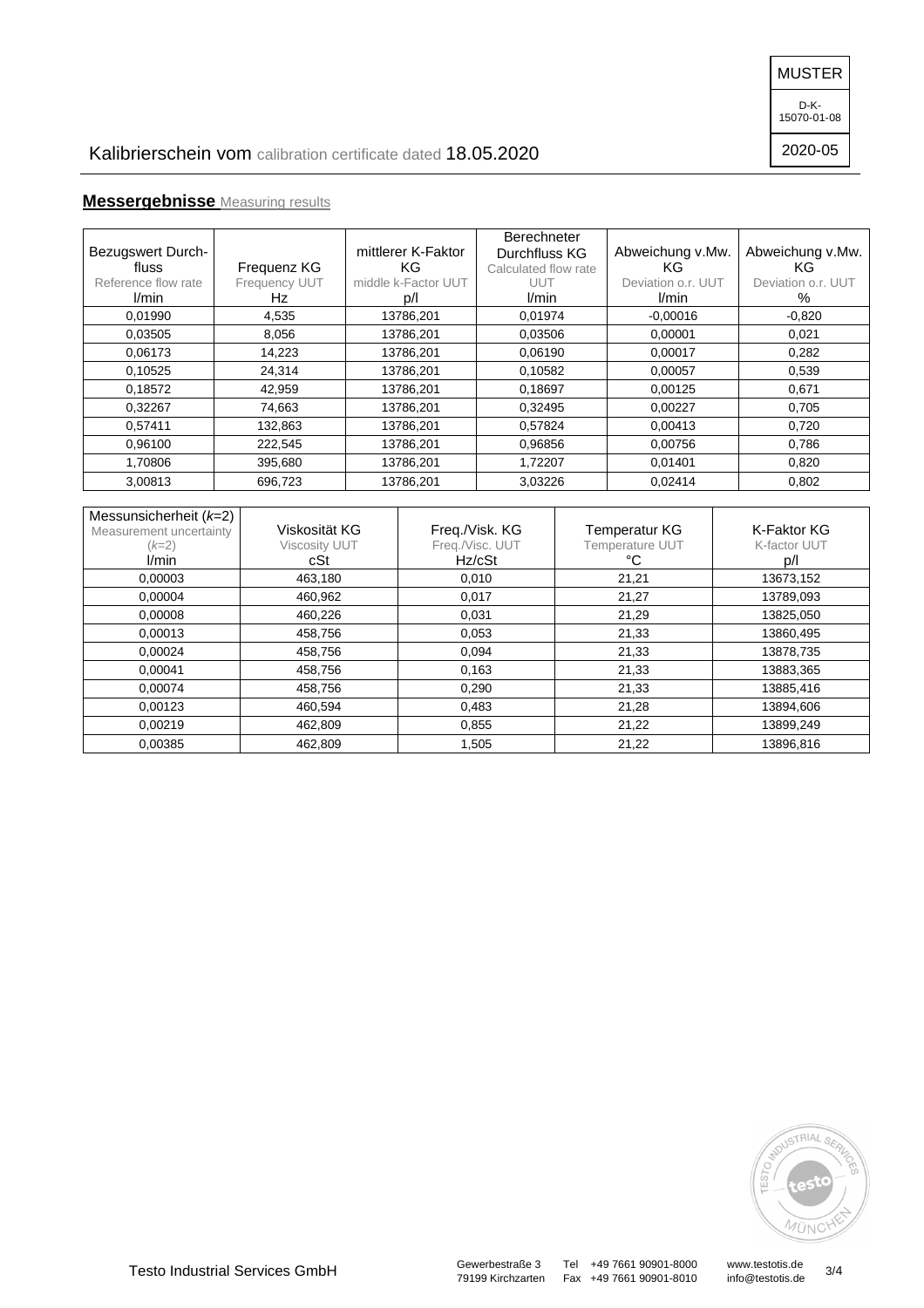MUSTER

D-K-15070-01-08

2020-05

Kalibrierschein vom calibration certificate dated 18.05.2020

## **Messergebnisse** Measuring results

| Bezugswert Durchfluss<br>Reference flow rate<br>l/min | Frequenz KG<br>Frequency UUT<br>Hz | mittlerer K-Faktor KG<br>middle k-Factor UUT<br>p/l | Berechneter Durchfluss KG<br>Calculated flow rate UUT<br>l/min | Abweichung v.Mw. KG<br>Deviation o.r. UUT<br>l/min | Abweichung v.Mw. KG<br>Deviation o.r. UUT<br>% |
|---|---|---|---|---|---|
| 0,01990 | 4,535 | 13786,201 | 0,01974 | -0,00016 | -0,820 |
| 0,03505 | 8,056 | 13786,201 | 0,03506 | 0,00001 | 0,021 |
| 0,06173 | 14,223 | 13786,201 | 0,06190 | 0,00017 | 0,282 |
| 0,10525 | 24,314 | 13786,201 | 0,10582 | 0,00057 | 0,539 |
| 0,18572 | 42,959 | 13786,201 | 0,18697 | 0,00125 | 0,671 |
| 0,32267 | 74,663 | 13786,201 | 0,32495 | 0,00227 | 0,705 |
| 0,57411 | 132,863 | 13786,201 | 0,57824 | 0,00413 | 0,720 |
| 0,96100 | 222,545 | 13786,201 | 0,96856 | 0,00756 | 0,786 |
| 1,70806 | 395,680 | 13786,201 | 1,72207 | 0,01401 | 0,820 |
| 3,00813 | 696,723 | 13786,201 | 3,03226 | 0,02414 | 0,802 |

| Messunsicherheit ($k$=2)<br>Measurement uncertainty ($k$=2)<br>l/min | Viskosität KG<br>Viscosity UUT<br>cSt | Freq./Visk. KG<br>Freq./Visc. UUT<br>Hz/cSt | Temperatur KG<br>Temperature UUT<br>°C | K-Faktor KG<br>K-factor UUT<br>p/l |
|---|---|---|---|---|
| 0,00003 | 463,180 | 0,010 | 21,21 | 13673,152 |
| 0,00004 | 460,962 | 0,017 | 21,27 | 13789,093 |
| 0,00008 | 460,226 | 0,031 | 21,29 | 13825,050 |
| 0,00013 | 458,756 | 0,053 | 21,33 | 13860,495 |
| 0,00024 | 458,756 | 0,094 | 21,33 | 13878,735 |
| 0,00041 | 458,756 | 0,163 | 21,33 | 13883,365 |
| 0,00074 | 458,756 | 0,290 | 21,33 | 13885,416 |
| 0,00123 | 460,594 | 0,483 | 21,28 | 13894,606 |
| 0,00219 | 462,809 | 0,855 | 21,22 | 13899,249 |
| 0,00385 | 462,809 | 1,505 | 21,22 | 13896,816 |

Testo Industrial Services GmbH

Gewerbestraße 3
79199 Kirchzarten

Tel +49 7661 90901-8000
Fax +49 7661 90901-8010

www.testotis.de
info@testotis.de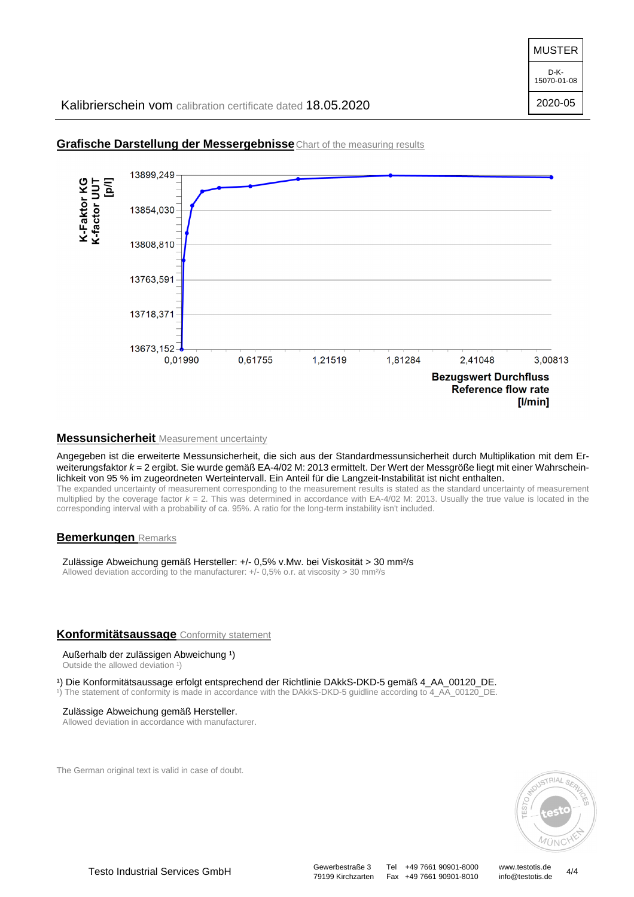Kalibrierschein vom calibration certificate dated 18.05.2020

MUSTER

D-K-15070-01-08

2020-05

## Grafische Darstellung der Messergebnisse Chart of the measuring results

K-Faktor KG
K-factor UUT
[p/l]

13899,249
13854,030
13808,810
13763,591
13718,371
13673,152

0,01990
0,61755
1,21519
1,81284
2,41048
3,00813

Bezugswert Durchfluss
Reference flow rate
[l/min]

## Messunsicherheit Measurement uncertainty

Angegeben ist die erweiterte Messunsicherheit, die sich aus der Standardmessunsicherheit durch Multiplikation mit dem Erweiterungsfaktor $k$ = 2 ergibt. Sie wurde gemäß EA-4/02 M: 2013 ermittelt. Der Wert der Messgröße liegt mit einer Wahrscheinlichkeit von 95 % im zugeordneten Werteintervall. Ein Anteil für die Langzeit-Instabilität ist nicht enthalten.

The expanded uncertainty of measurement corresponding to the measurement results is stated as the standard uncertainty of measurement multiplied by the coverage factor $k$ = 2. This was determined in accordance with EA-4/02 M: 2013. Usually the true value is located in the corresponding interval with a probability of ca. 95%. A ratio for the long-term instability isn't included.

## Bemerkungen Remarks

Zulässige Abweichung gemäß Hersteller: +/- 0,5% v.Mw. bei Viskosität > 30 mm²/s
Allowed deviation according to the manufacturer: +/- 0,5% o.r. at viscosity > 30 mm²/s

## Konformitätsaussage Conformity statement

Außerhalb der zulässigen Abweichung [1])
Outside the allowed deviation [1])

[1]) Die Konformitätsaussage erfolgt entsprechend der Richtlinie DAkkS-DKD-5 gemäß 4_AA_00120_DE.
[1]) The statement of conformity is made in accordance with the DAkkS-DKD-5 guidline according to 4_AA_00120_DE.

Zulässige Abweichung gemäß Hersteller.
Allowed deviation in accordance with manufacturer.

The German original text is valid in case of doubt.

Testo Industrial Services GmbH | Gewerbestraße 3, 79199 Kirchzarten | Tel +49 7661 90901-8000 | Fax +49 7661 90901-8010 | www.testotis.de | info@testotis.de